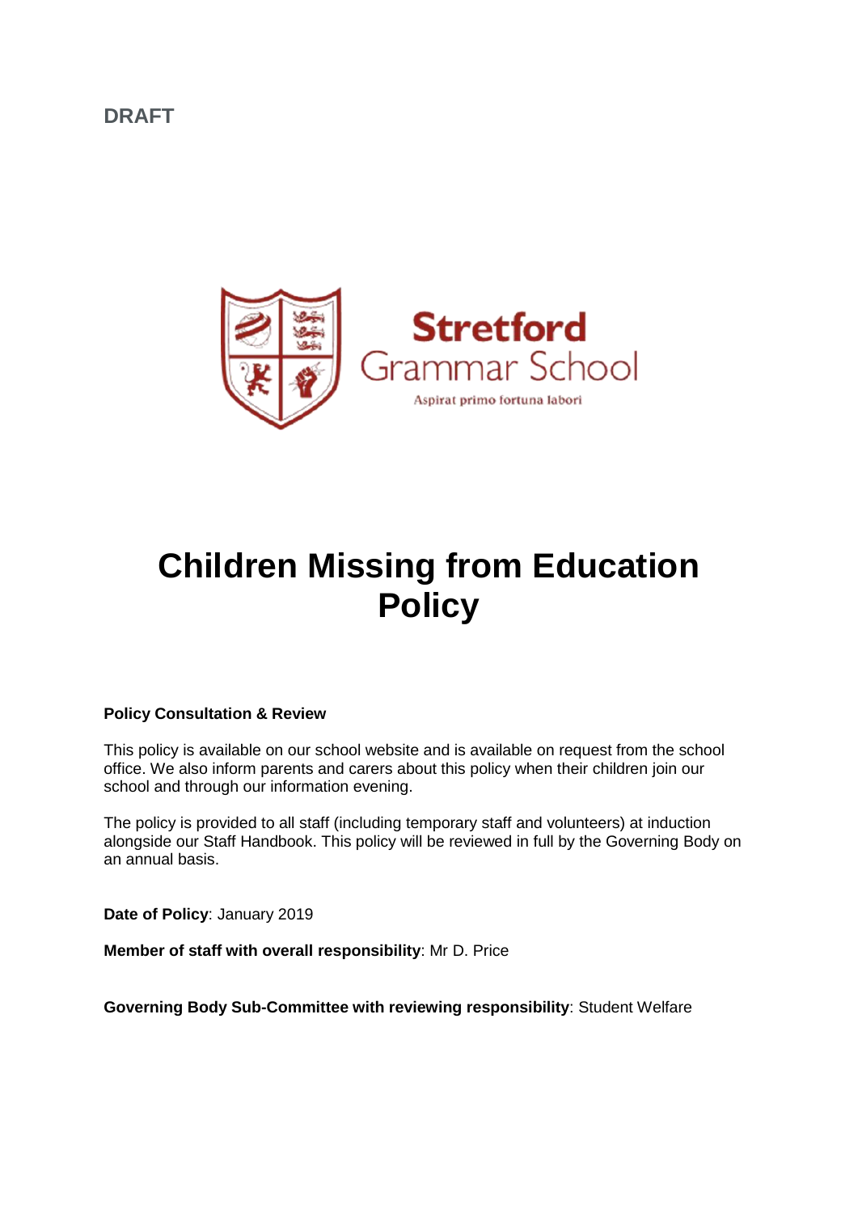DRAFT

Stretford Grammar School

Aspirat primo fortuna labori

# Children Missing from Education Policy

**Policy Consultation & Review**

This policy is available on our school website and is available on request from the school office. We also inform parents and carers about this policy when their children join our school and through our information evening.

The policy is provided to all staff (including temporary staff and volunteers) at induction alongside our Staff Handbook. This policy will be reviewed in full by the Governing Body on an annual basis.

**Date of Policy**: January 2019

**Member of staff with overall responsibility**: Mr D. Price

**Governing Body Sub-Committee with reviewing responsibility**: Student Welfare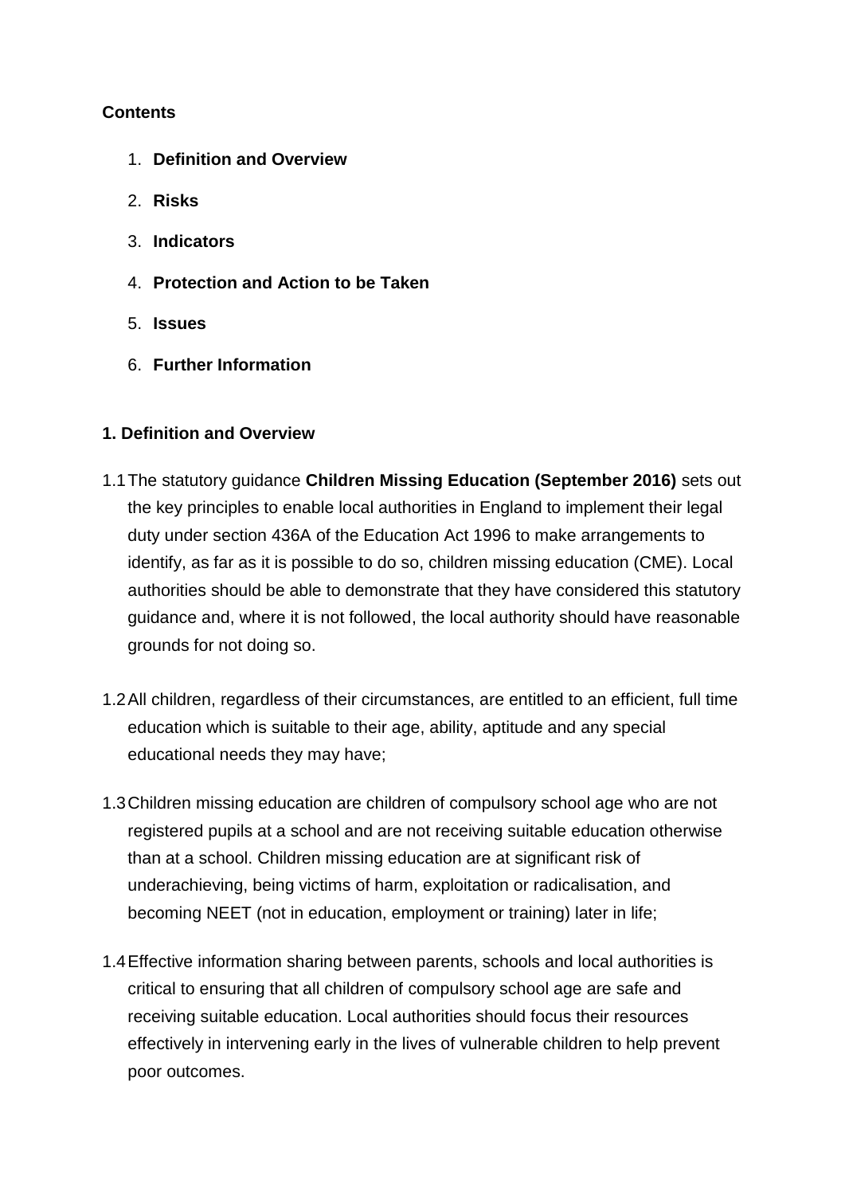**Contents**

1. **Definition and Overview**
2. **Risks**
3. **Indicators**
4. **Protection and Action to be Taken**
5. **Issues**
6. **Further Information**

## 1. Definition and Overview

1.1 The statutory guidance **Children Missing Education (September 2016)** sets out the key principles to enable local authorities in England to implement their legal duty under section 436A of the Education Act 1996 to make arrangements to identify, as far as it is possible to do so, children missing education (CME). Local authorities should be able to demonstrate that they have considered this statutory guidance and, where it is not followed, the local authority should have reasonable grounds for not doing so.

1.2 All children, regardless of their circumstances, are entitled to an efficient, full time education which is suitable to their age, ability, aptitude and any special educational needs they may have;

1.3 Children missing education are children of compulsory school age who are not registered pupils at a school and are not receiving suitable education otherwise than at a school. Children missing education are at significant risk of underachieving, being victims of harm, exploitation or radicalisation, and becoming NEET (not in education, employment or training) later in life;

1.4 Effective information sharing between parents, schools and local authorities is critical to ensuring that all children of compulsory school age are safe and receiving suitable education. Local authorities should focus their resources effectively in intervening early in the lives of vulnerable children to help prevent poor outcomes.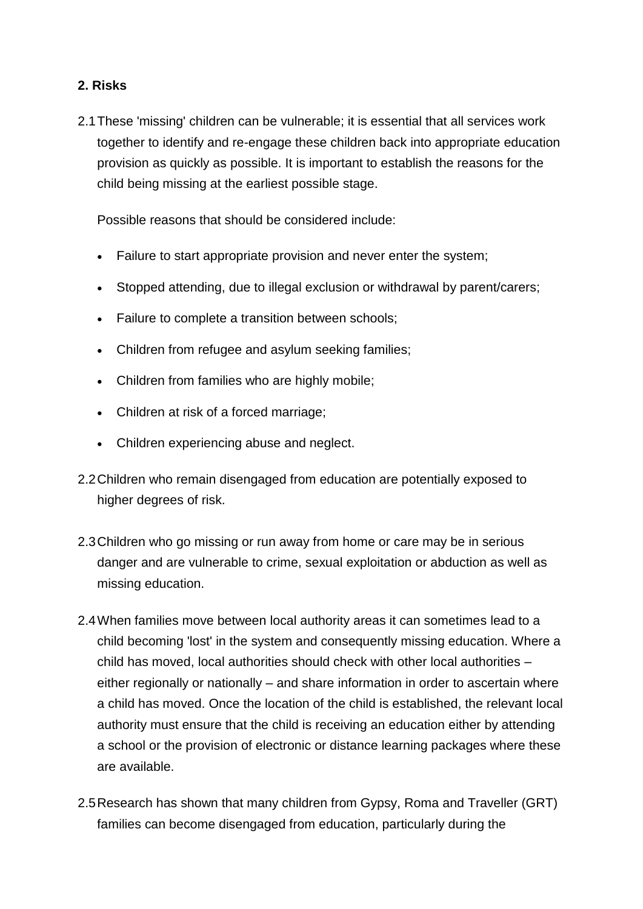## 2. Risks

2.1 These 'missing' children can be vulnerable; it is essential that all services work together to identify and re-engage these children back into appropriate education provision as quickly as possible. It is important to establish the reasons for the child being missing at the earliest possible stage.

Possible reasons that should be considered include:

- Failure to start appropriate provision and never enter the system;
- Stopped attending, due to illegal exclusion or withdrawal by parent/carers;
- Failure to complete a transition between schools;
- Children from refugee and asylum seeking families;
- Children from families who are highly mobile;
- Children at risk of a forced marriage;
- Children experiencing abuse and neglect.

2.2 Children who remain disengaged from education are potentially exposed to higher degrees of risk.

2.3 Children who go missing or run away from home or care may be in serious danger and are vulnerable to crime, sexual exploitation or abduction as well as missing education.

2.4 When families move between local authority areas it can sometimes lead to a child becoming 'lost' in the system and consequently missing education. Where a child has moved, local authorities should check with other local authorities – either regionally or nationally – and share information in order to ascertain where a child has moved. Once the location of the child is established, the relevant local authority must ensure that the child is receiving an education either by attending a school or the provision of electronic or distance learning packages where these are available.

2.5 Research has shown that many children from Gypsy, Roma and Traveller (GRT) families can become disengaged from education, particularly during the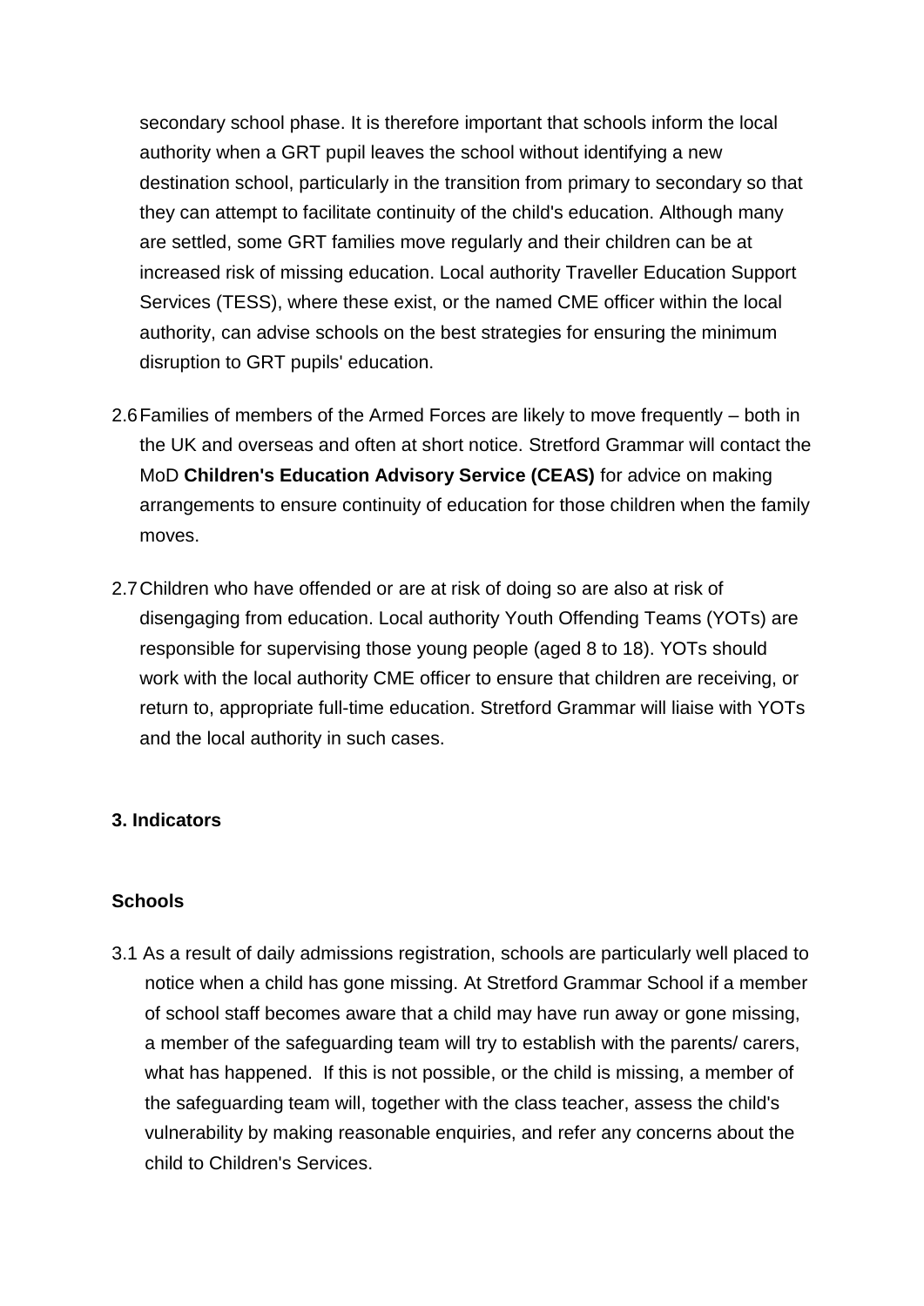secondary school phase. It is therefore important that schools inform the local authority when a GRT pupil leaves the school without identifying a new destination school, particularly in the transition from primary to secondary so that they can attempt to facilitate continuity of the child's education. Although many are settled, some GRT families move regularly and their children can be at increased risk of missing education. Local authority Traveller Education Support Services (TESS), where these exist, or the named CME officer within the local authority, can advise schools on the best strategies for ensuring the minimum disruption to GRT pupils' education.

2.6 Families of members of the Armed Forces are likely to move frequently – both in the UK and overseas and often at short notice. Stretford Grammar will contact the MoD **Children's Education Advisory Service (CEAS)** for advice on making arrangements to ensure continuity of education for those children when the family moves.

2.7 Children who have offended or are at risk of doing so are also at risk of disengaging from education. Local authority Youth Offending Teams (YOTs) are responsible for supervising those young people (aged 8 to 18). YOTs should work with the local authority CME officer to ensure that children are receiving, or return to, appropriate full-time education. Stretford Grammar will liaise with YOTs and the local authority in such cases.

### 3. Indicators

#### Schools

3.1 As a result of daily admissions registration, schools are particularly well placed to notice when a child has gone missing. At Stretford Grammar School if a member of school staff becomes aware that a child may have run away or gone missing, a member of the safeguarding team will try to establish with the parents/ carers, what has happened. If this is not possible, or the child is missing, a member of the safeguarding team will, together with the class teacher, assess the child's vulnerability by making reasonable enquiries, and refer any concerns about the child to Children's Services.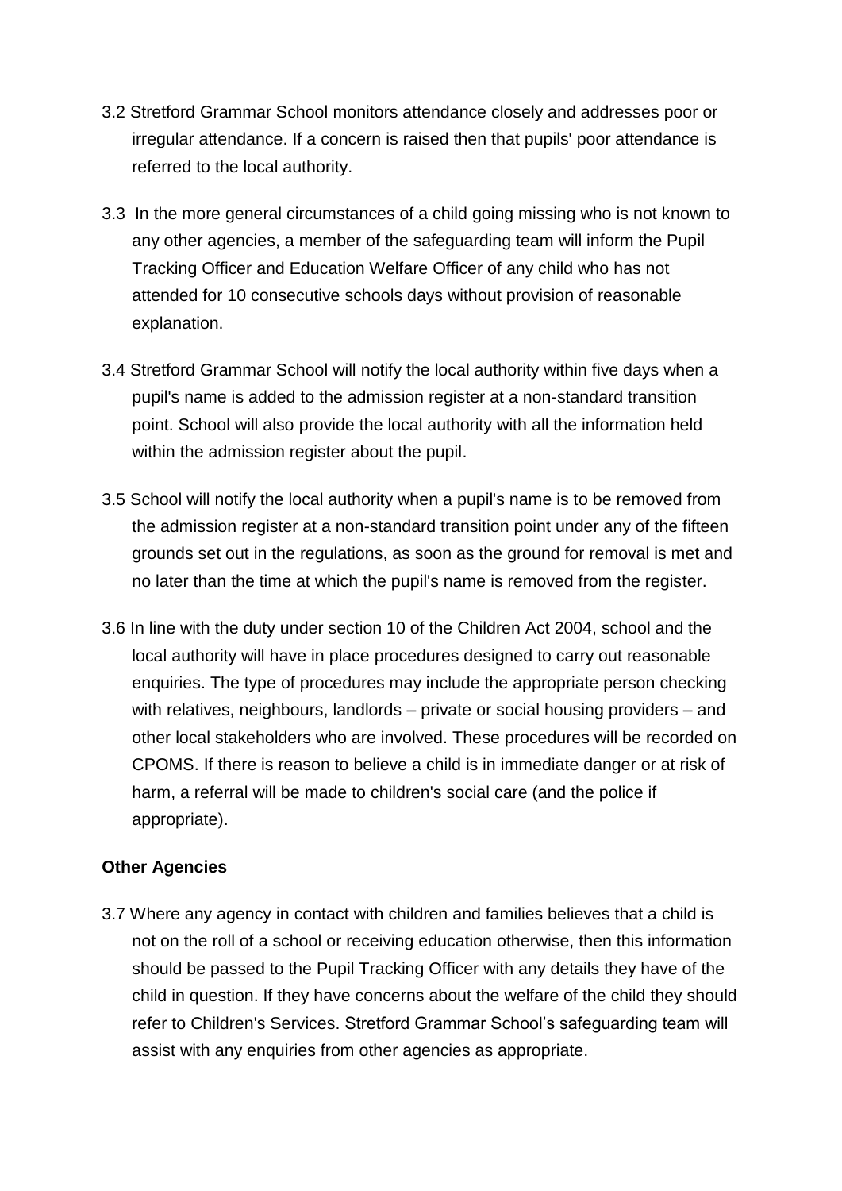3.2 Stretford Grammar School monitors attendance closely and addresses poor or irregular attendance. If a concern is raised then that pupils' poor attendance is referred to the local authority.

3.3 In the more general circumstances of a child going missing who is not known to any other agencies, a member of the safeguarding team will inform the Pupil Tracking Officer and Education Welfare Officer of any child who has not attended for 10 consecutive schools days without provision of reasonable explanation.

3.4 Stretford Grammar School will notify the local authority within five days when a pupil's name is added to the admission register at a non-standard transition point. School will also provide the local authority with all the information held within the admission register about the pupil.

3.5 School will notify the local authority when a pupil's name is to be removed from the admission register at a non-standard transition point under any of the fifteen grounds set out in the regulations, as soon as the ground for removal is met and no later than the time at which the pupil's name is removed from the register.

3.6 In line with the duty under section 10 of the Children Act 2004, school and the local authority will have in place procedures designed to carry out reasonable enquiries. The type of procedures may include the appropriate person checking with relatives, neighbours, landlords – private or social housing providers – and other local stakeholders who are involved. These procedures will be recorded on CPOMS. If there is reason to believe a child is in immediate danger or at risk of harm, a referral will be made to children's social care (and the police if appropriate).

**Other Agencies**

3.7 Where any agency in contact with children and families believes that a child is not on the roll of a school or receiving education otherwise, then this information should be passed to the Pupil Tracking Officer with any details they have of the child in question. If they have concerns about the welfare of the child they should refer to Children's Services. Stretford Grammar School's safeguarding team will assist with any enquiries from other agencies as appropriate.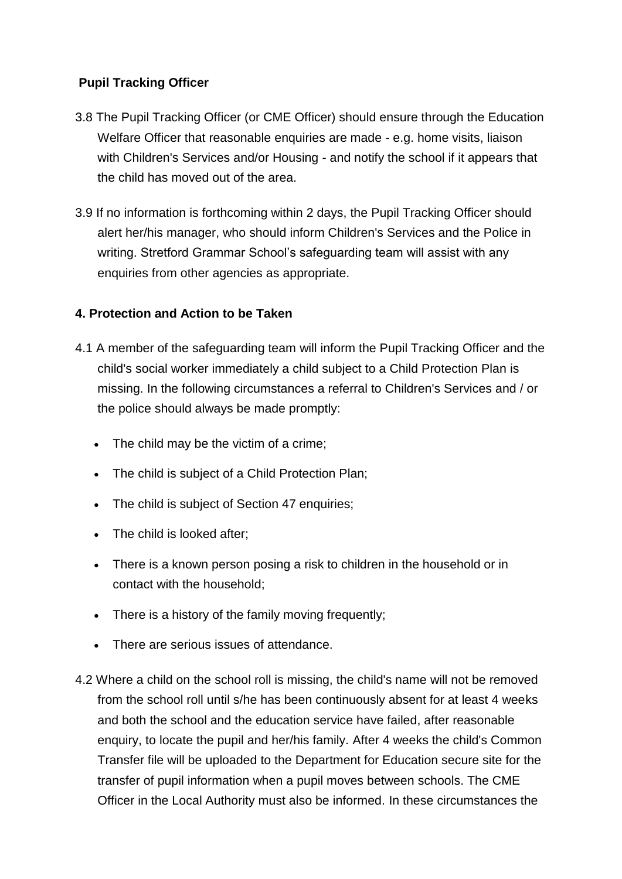**Pupil Tracking Officer**

3.8 The Pupil Tracking Officer (or CME Officer) should ensure through the Education Welfare Officer that reasonable enquiries are made - e.g. home visits, liaison with Children's Services and/or Housing - and notify the school if it appears that the child has moved out of the area.

3.9 If no information is forthcoming within 2 days, the Pupil Tracking Officer should alert her/his manager, who should inform Children's Services and the Police in writing. Stretford Grammar School's safeguarding team will assist with any enquiries from other agencies as appropriate.

## 4. Protection and Action to be Taken

4.1 A member of the safeguarding team will inform the Pupil Tracking Officer and the child's social worker immediately a child subject to a Child Protection Plan is missing. In the following circumstances a referral to Children's Services and / or the police should always be made promptly:

- The child may be the victim of a crime;
- The child is subject of a Child Protection Plan;
- The child is subject of Section 47 enquiries;
- The child is looked after;
- There is a known person posing a risk to children in the household or in contact with the household;
- There is a history of the family moving frequently;
- There are serious issues of attendance.

4.2 Where a child on the school roll is missing, the child's name will not be removed from the school roll until s/he has been continuously absent for at least 4 weeks and both the school and the education service have failed, after reasonable enquiry, to locate the pupil and her/his family. After 4 weeks the child's Common Transfer file will be uploaded to the Department for Education secure site for the transfer of pupil information when a pupil moves between schools. The CME Officer in the Local Authority must also be informed. In these circumstances the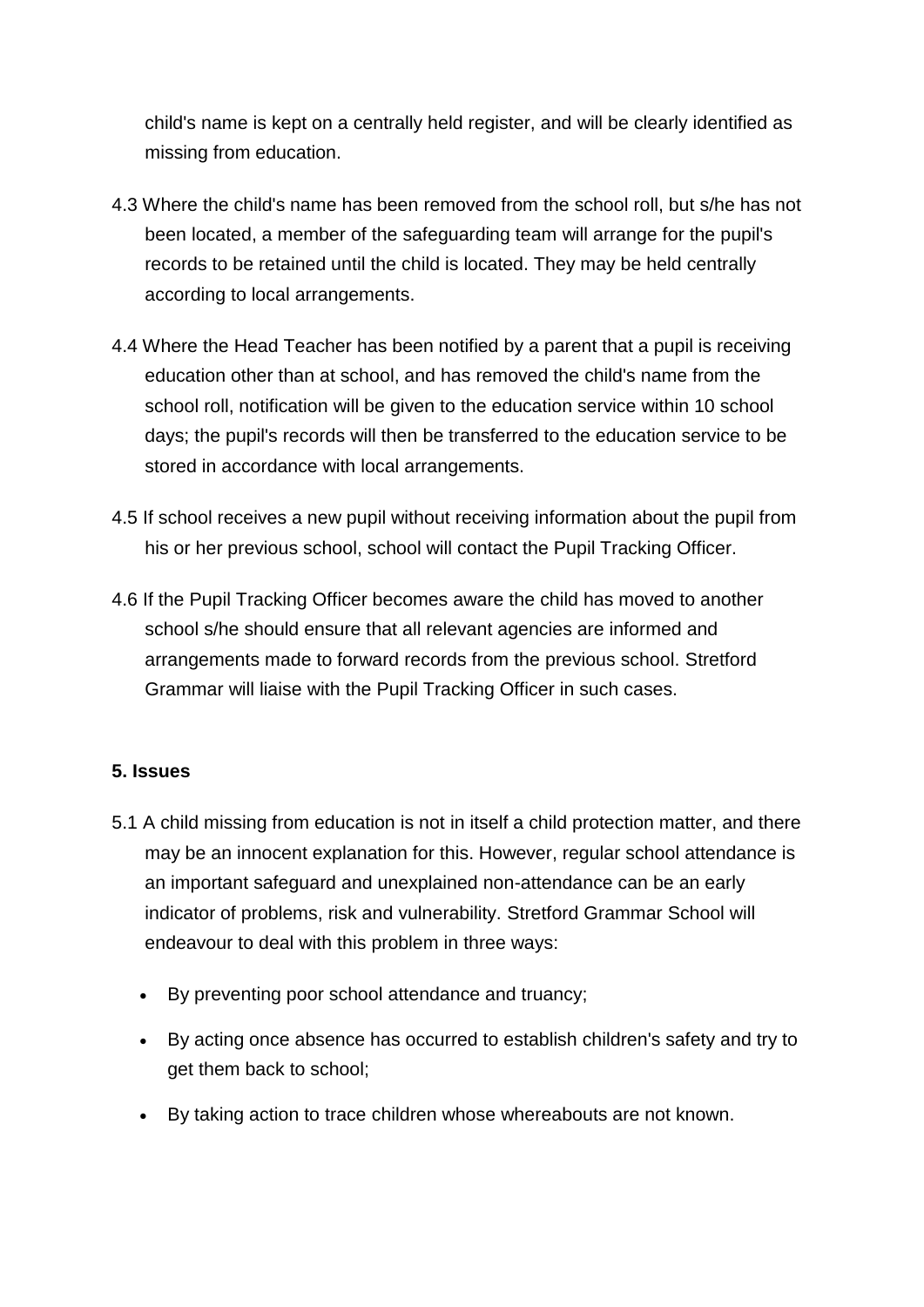child's name is kept on a centrally held register, and will be clearly identified as missing from education.

4.3 Where the child's name has been removed from the school roll, but s/he has not been located, a member of the safeguarding team will arrange for the pupil's records to be retained until the child is located. They may be held centrally according to local arrangements.

4.4 Where the Head Teacher has been notified by a parent that a pupil is receiving education other than at school, and has removed the child's name from the school roll, notification will be given to the education service within 10 school days; the pupil's records will then be transferred to the education service to be stored in accordance with local arrangements.

4.5 If school receives a new pupil without receiving information about the pupil from his or her previous school, school will contact the Pupil Tracking Officer.

4.6 If the Pupil Tracking Officer becomes aware the child has moved to another school s/he should ensure that all relevant agencies are informed and arrangements made to forward records from the previous school. Stretford Grammar will liaise with the Pupil Tracking Officer in such cases.

**5. Issues**

5.1 A child missing from education is not in itself a child protection matter, and there may be an innocent explanation for this. However, regular school attendance is an important safeguard and unexplained non-attendance can be an early indicator of problems, risk and vulnerability. Stretford Grammar School will endeavour to deal with this problem in three ways:

- By preventing poor school attendance and truancy;
- By acting once absence has occurred to establish children's safety and try to get them back to school;
- By taking action to trace children whose whereabouts are not known.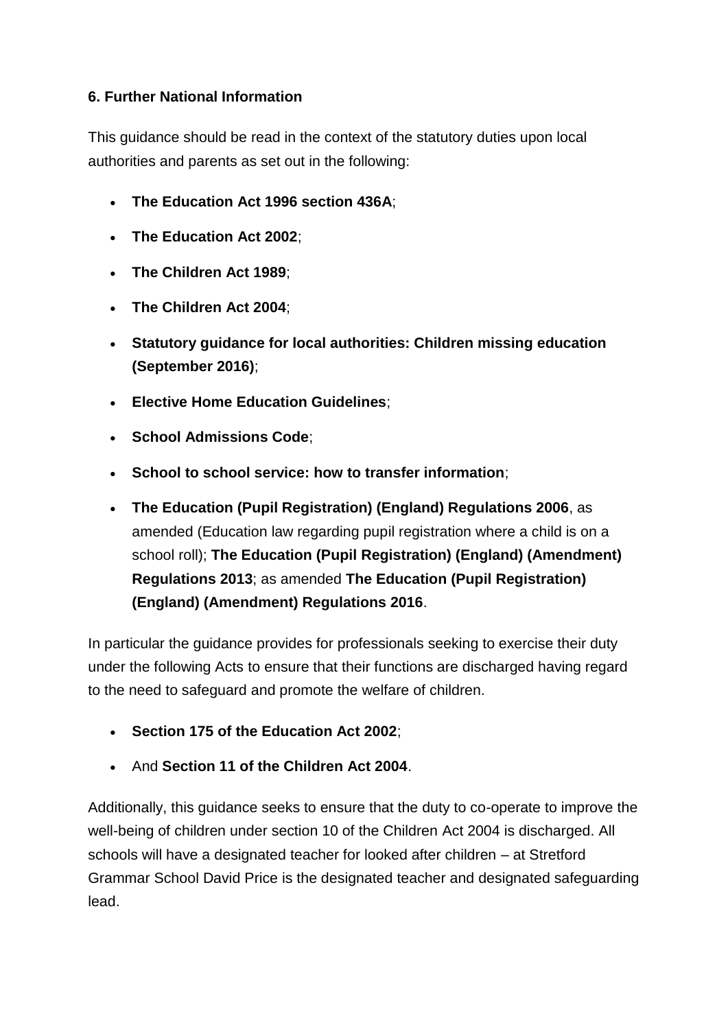**6. Further National Information**

This guidance should be read in the context of the statutory duties upon local authorities and parents as set out in the following:

- **The Education Act 1996 section 436A**;
- **The Education Act 2002**;
- **The Children Act 1989**;
- **The Children Act 2004**;
- **Statutory guidance for local authorities: Children missing education (September 2016)**;
- **Elective Home Education Guidelines**;
- **School Admissions Code**;
- **School to school service: how to transfer information**;
- **The Education (Pupil Registration) (England) Regulations 2006**, as amended (Education law regarding pupil registration where a child is on a school roll); **The Education (Pupil Registration) (England) (Amendment) Regulations 2013**; as amended **The Education (Pupil Registration) (England) (Amendment) Regulations 2016**.

In particular the guidance provides for professionals seeking to exercise their duty under the following Acts to ensure that their functions are discharged having regard to the need to safeguard and promote the welfare of children.

- **Section 175 of the Education Act 2002**;
- And **Section 11 of the Children Act 2004**.

Additionally, this guidance seeks to ensure that the duty to co-operate to improve the well-being of children under section 10 of the Children Act 2004 is discharged. All schools will have a designated teacher for looked after children – at Stretford Grammar School David Price is the designated teacher and designated safeguarding lead.